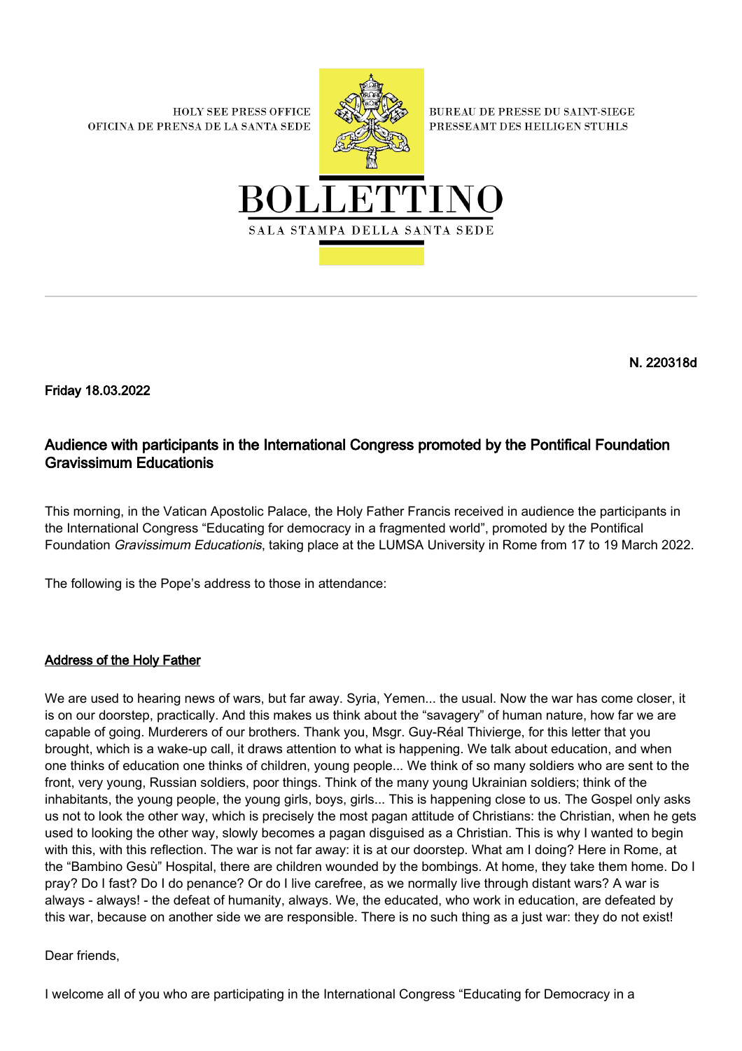HOLY SEE PRESS OFFICE
OFICINA DE PRENSA DE LA SANTA SEDE

BUREAU DE PRESSE DU SAINT-SIEGE
PRESSEAMT DES HEILIGEN STUHLS

# BOLLETTINO

SALA STAMPA DELLA SANTA SEDE

**N. 220318d**

**Friday 18.03.2022**

## Audience with participants in the International Congress promoted by the Pontifical Foundation Gravissimum Educationis

This morning, in the Vatican Apostolic Palace, the Holy Father Francis received in audience the participants in the International Congress "Educating for democracy in a fragmented world", promoted by the Pontifical Foundation *Gravissimum Educationis*, taking place at the LUMSA University in Rome from 17 to 19 March 2022.

The following is the Pope's address to those in attendance:

### Address of the Holy Father

We are used to hearing news of wars, but far away. Syria, Yemen... the usual. Now the war has come closer, it is on our doorstep, practically. And this makes us think about the "savagery" of human nature, how far we are capable of going. Murderers of our brothers. Thank you, Msgr. Guy-Réal Thivierge, for this letter that you brought, which is a wake-up call, it draws attention to what is happening. We talk about education, and when one thinks of education one thinks of children, young people... We think of so many soldiers who are sent to the front, very young, Russian soldiers, poor things. Think of the many young Ukrainian soldiers; think of the inhabitants, the young people, the young girls, boys, girls... This is happening close to us. The Gospel only asks us not to look the other way, which is precisely the most pagan attitude of Christians: the Christian, when he gets used to looking the other way, slowly becomes a pagan disguised as a Christian. This is why I wanted to begin with this, with this reflection. The war is not far away: it is at our doorstep. What am I doing? Here in Rome, at the "Bambino Gesù" Hospital, there are children wounded by the bombings. At home, they take them home. Do I pray? Do I fast? Do I do penance? Or do I live carefree, as we normally live through distant wars? A war is always - always! - the defeat of humanity, always. We, the educated, who work in education, are defeated by this war, because on another side we are responsible. There is no such thing as a just war: they do not exist!

Dear friends,

I welcome all of you who are participating in the International Congress "Educating for Democracy in a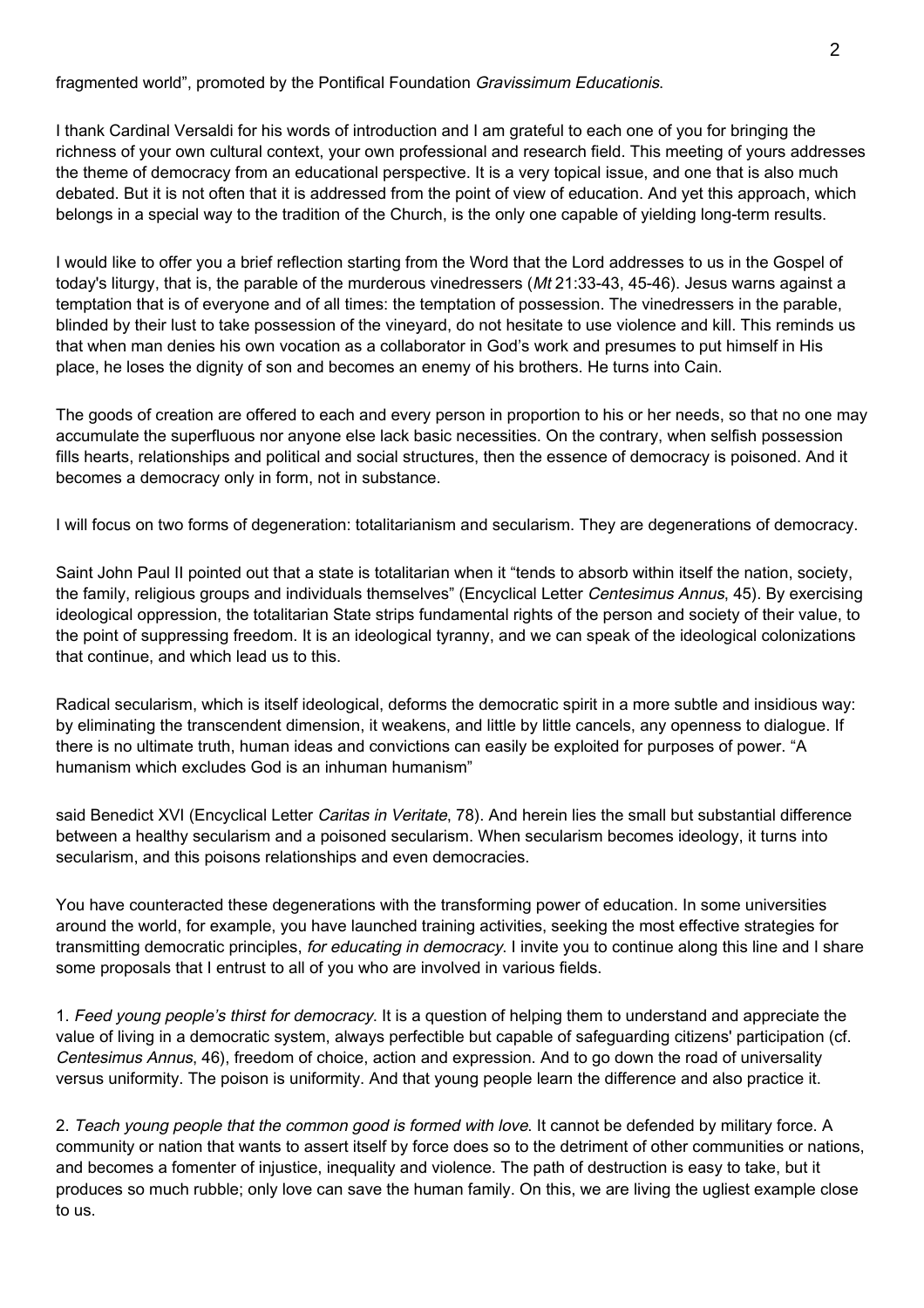fragmented world", promoted by the Pontifical Foundation *Gravissimum Educationis*.

I thank Cardinal Versaldi for his words of introduction and I am grateful to each one of you for bringing the richness of your own cultural context, your own professional and research field. This meeting of yours addresses the theme of democracy from an educational perspective. It is a very topical issue, and one that is also much debated. But it is not often that it is addressed from the point of view of education. And yet this approach, which belongs in a special way to the tradition of the Church, is the only one capable of yielding long-term results.

I would like to offer you a brief reflection starting from the Word that the Lord addresses to us in the Gospel of today's liturgy, that is, the parable of the murderous vinedressers (*Mt* 21:33-43, 45-46). Jesus warns against a temptation that is of everyone and of all times: the temptation of possession. The vinedressers in the parable, blinded by their lust to take possession of the vineyard, do not hesitate to use violence and kill. This reminds us that when man denies his own vocation as a collaborator in God's work and presumes to put himself in His place, he loses the dignity of son and becomes an enemy of his brothers. He turns into Cain.

The goods of creation are offered to each and every person in proportion to his or her needs, so that no one may accumulate the superfluous nor anyone else lack basic necessities. On the contrary, when selfish possession fills hearts, relationships and political and social structures, then the essence of democracy is poisoned. And it becomes a democracy only in form, not in substance.

I will focus on two forms of degeneration: totalitarianism and secularism. They are degenerations of democracy.

Saint John Paul II pointed out that a state is totalitarian when it "tends to absorb within itself the nation, society, the family, religious groups and individuals themselves" (Encyclical Letter *Centesimus Annus*, 45). By exercising ideological oppression, the totalitarian State strips fundamental rights of the person and society of their value, to the point of suppressing freedom. It is an ideological tyranny, and we can speak of the ideological colonizations that continue, and which lead us to this.

Radical secularism, which is itself ideological, deforms the democratic spirit in a more subtle and insidious way: by eliminating the transcendent dimension, it weakens, and little by little cancels, any openness to dialogue. If there is no ultimate truth, human ideas and convictions can easily be exploited for purposes of power. "A humanism which excludes God is an inhuman humanism" said Benedict XVI (Encyclical Letter *Caritas in Veritate*, 78). And herein lies the small but substantial difference between a healthy secularism and a poisoned secularism. When secularism becomes ideology, it turns into secularism, and this poisons relationships and even democracies.

You have counteracted these degenerations with the transforming power of education. In some universities around the world, for example, you have launched training activities, seeking the most effective strategies for transmitting democratic principles, *for educating in democracy*. I invite you to continue along this line and I share some proposals that I entrust to all of you who are involved in various fields.

1. *Feed young people's thirst for democracy*. It is a question of helping them to understand and appreciate the value of living in a democratic system, always perfectible but capable of safeguarding citizens' participation (cf. *Centesimus Annus*, 46), freedom of choice, action and expression. And to go down the road of universality versus uniformity. The poison is uniformity. And that young people learn the difference and also practice it.

2. *Teach young people that the common good is formed with love*. It cannot be defended by military force. A community or nation that wants to assert itself by force does so to the detriment of other communities or nations, and becomes a fomenter of injustice, inequality and violence. The path of destruction is easy to take, but it produces so much rubble; only love can save the human family. On this, we are living the ugliest example close to us.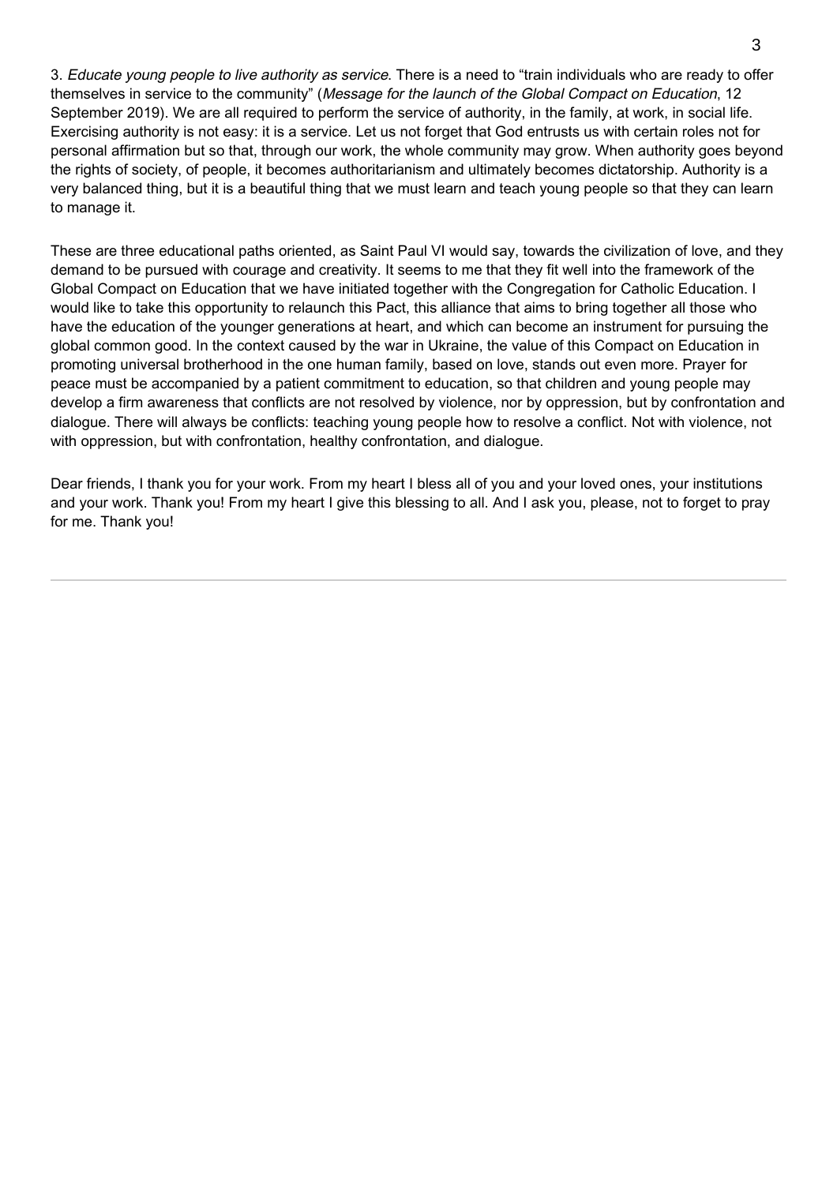3. *Educate young people to live authority as service*. There is a need to "train individuals who are ready to offer themselves in service to the community" (*Message for the launch of the Global Compact on Education*, 12 September 2019). We are all required to perform the service of authority, in the family, at work, in social life. Exercising authority is not easy: it is a service. Let us not forget that God entrusts us with certain roles not for personal affirmation but so that, through our work, the whole community may grow. When authority goes beyond the rights of society, of people, it becomes authoritarianism and ultimately becomes dictatorship. Authority is a very balanced thing, but it is a beautiful thing that we must learn and teach young people so that they can learn to manage it.

These are three educational paths oriented, as Saint Paul VI would say, towards the civilization of love, and they demand to be pursued with courage and creativity. It seems to me that they fit well into the framework of the Global Compact on Education that we have initiated together with the Congregation for Catholic Education. I would like to take this opportunity to relaunch this Pact, this alliance that aims to bring together all those who have the education of the younger generations at heart, and which can become an instrument for pursuing the global common good. In the context caused by the war in Ukraine, the value of this Compact on Education in promoting universal brotherhood in the one human family, based on love, stands out even more. Prayer for peace must be accompanied by a patient commitment to education, so that children and young people may develop a firm awareness that conflicts are not resolved by violence, nor by oppression, but by confrontation and dialogue. There will always be conflicts: teaching young people how to resolve a conflict. Not with violence, not with oppression, but with confrontation, healthy confrontation, and dialogue.

Dear friends, I thank you for your work. From my heart I bless all of you and your loved ones, your institutions and your work. Thank you! From my heart I give this blessing to all. And I ask you, please, not to forget to pray for me. Thank you!

---